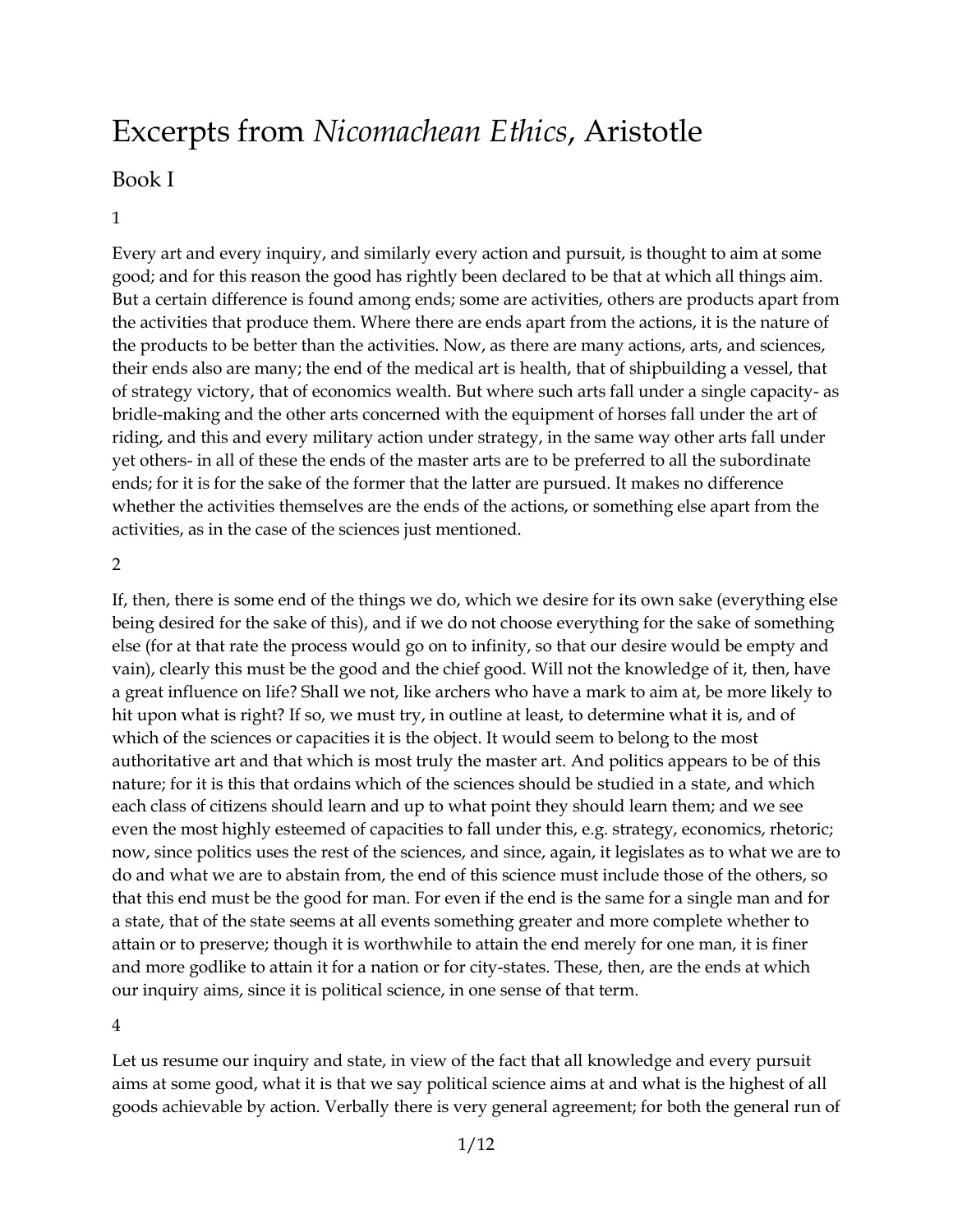# Excerpts from *Nicomachean Ethics*, Aristotle

## Book I

### 1

Every art and every inquiry, and similarly every action and pursuit, is thought to aim at some good; and for this reason the good has rightly been declared to be that at which all things aim. But a certain difference is found among ends; some are activities, others are products apart from the activities that produce them. Where there are ends apart from the actions, it is the nature of the products to be better than the activities. Now, as there are many actions, arts, and sciences, their ends also are many; the end of the medical art is health, that of shipbuilding a vessel, that of strategy victory, that of economics wealth. But where such arts fall under a single capacity- as bridle-making and the other arts concerned with the equipment of horses fall under the art of riding, and this and every military action under strategy, in the same way other arts fall under yet others- in all of these the ends of the master arts are to be preferred to all the subordinate ends; for it is for the sake of the former that the latter are pursued. It makes no difference whether the activities themselves are the ends of the actions, or something else apart from the activities, as in the case of the sciences just mentioned.

### 2

If, then, there is some end of the things we do, which we desire for its own sake (everything else being desired for the sake of this), and if we do not choose everything for the sake of something else (for at that rate the process would go on to infinity, so that our desire would be empty and vain), clearly this must be the good and the chief good. Will not the knowledge of it, then, have a great influence on life? Shall we not, like archers who have a mark to aim at, be more likely to hit upon what is right? If so, we must try, in outline at least, to determine what it is, and of which of the sciences or capacities it is the object. It would seem to belong to the most authoritative art and that which is most truly the master art. And politics appears to be of this nature; for it is this that ordains which of the sciences should be studied in a state, and which each class of citizens should learn and up to what point they should learn them; and we see even the most highly esteemed of capacities to fall under this, e.g. strategy, economics, rhetoric; now, since politics uses the rest of the sciences, and since, again, it legislates as to what we are to do and what we are to abstain from, the end of this science must include those of the others, so that this end must be the good for man. For even if the end is the same for a single man and for a state, that of the state seems at all events something greater and more complete whether to attain or to preserve; though it is worthwhile to attain the end merely for one man, it is finer and more godlike to attain it for a nation or for city-states. These, then, are the ends at which our inquiry aims, since it is political science, in one sense of that term.

### 4

Let us resume our inquiry and state, in view of the fact that all knowledge and every pursuit aims at some good, what it is that we say political science aims at and what is the highest of all goods achievable by action. Verbally there is very general agreement; for both the general run of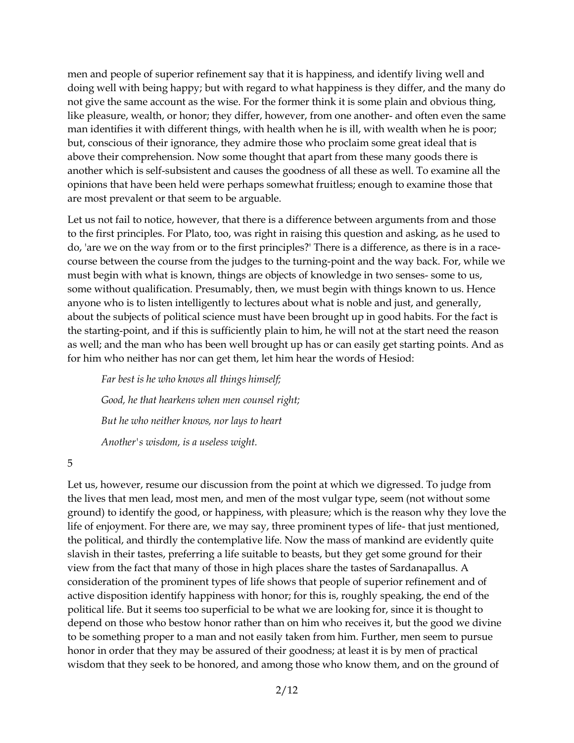men and people of superior refinement say that it is happiness, and identify living well and doing well with being happy; but with regard to what happiness is they differ, and the many do not give the same account as the wise. For the former think it is some plain and obvious thing, like pleasure, wealth, or honor; they differ, however, from one another- and often even the same man identifies it with different things, with health when he is ill, with wealth when he is poor; but, conscious of their ignorance, they admire those who proclaim some great ideal that is above their comprehension. Now some thought that apart from these many goods there is another which is self-subsistent and causes the goodness of all these as well. To examine all the opinions that have been held were perhaps somewhat fruitless; enough to examine those that are most prevalent or that seem to be arguable.

Let us not fail to notice, however, that there is a difference between arguments from and those to the first principles. For Plato, too, was right in raising this question and asking, as he used to do, 'are we on the way from or to the first principles?' There is a difference, as there is in a race-course between the course from the judges to the turning-point and the way back. For, while we must begin with what is known, things are objects of knowledge in two senses- some to us, some without qualification. Presumably, then, we must begin with things known to us. Hence anyone who is to listen intelligently to lectures about what is noble and just, and generally, about the subjects of political science must have been brought up in good habits. For the fact is the starting-point, and if this is sufficiently plain to him, he will not at the start need the reason as well; and the man who has been well brought up has or can easily get starting points. And as for him who neither has nor can get them, let him hear the words of Hesiod:

> *Far best is he who knows all things himself;*
>
> *Good, he that hearkens when men counsel right;*
>
> *But he who neither knows, nor lays to heart*
>
> *Another's wisdom, is a useless wight.*

5

Let us, however, resume our discussion from the point at which we digressed. To judge from the lives that men lead, most men, and men of the most vulgar type, seem (not without some ground) to identify the good, or happiness, with pleasure; which is the reason why they love the life of enjoyment. For there are, we may say, three prominent types of life- that just mentioned, the political, and thirdly the contemplative life. Now the mass of mankind are evidently quite slavish in their tastes, preferring a life suitable to beasts, but they get some ground for their view from the fact that many of those in high places share the tastes of Sardanapallus. A consideration of the prominent types of life shows that people of superior refinement and of active disposition identify happiness with honor; for this is, roughly speaking, the end of the political life. But it seems too superficial to be what we are looking for, since it is thought to depend on those who bestow honor rather than on him who receives it, but the good we divine to be something proper to a man and not easily taken from him. Further, men seem to pursue honor in order that they may be assured of their goodness; at least it is by men of practical wisdom that they seek to be honored, and among those who know them, and on the ground of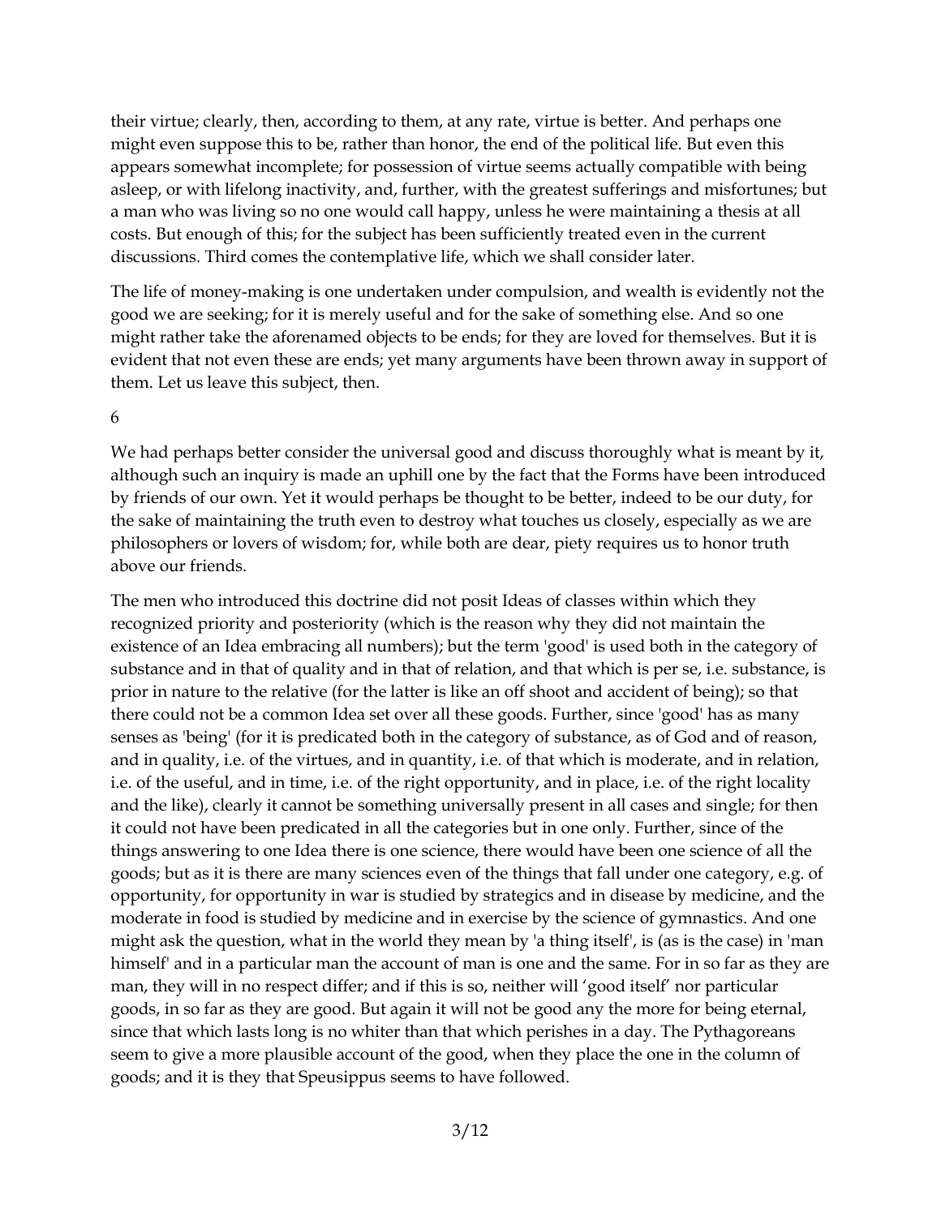their virtue; clearly, then, according to them, at any rate, virtue is better. And perhaps one might even suppose this to be, rather than honor, the end of the political life. But even this appears somewhat incomplete; for possession of virtue seems actually compatible with being asleep, or with lifelong inactivity, and, further, with the greatest sufferings and misfortunes; but a man who was living so no one would call happy, unless he were maintaining a thesis at all costs. But enough of this; for the subject has been sufficiently treated even in the current discussions. Third comes the contemplative life, which we shall consider later.

The life of money-making is one undertaken under compulsion, and wealth is evidently not the good we are seeking; for it is merely useful and for the sake of something else. And so one might rather take the aforenamed objects to be ends; for they are loved for themselves. But it is evident that not even these are ends; yet many arguments have been thrown away in support of them. Let us leave this subject, then.

## 6

We had perhaps better consider the universal good and discuss thoroughly what is meant by it, although such an inquiry is made an uphill one by the fact that the Forms have been introduced by friends of our own. Yet it would perhaps be thought to be better, indeed to be our duty, for the sake of maintaining the truth even to destroy what touches us closely, especially as we are philosophers or lovers of wisdom; for, while both are dear, piety requires us to honor truth above our friends.

The men who introduced this doctrine did not posit Ideas of classes within which they recognized priority and posteriority (which is the reason why they did not maintain the existence of an Idea embracing all numbers); but the term 'good' is used both in the category of substance and in that of quality and in that of relation, and that which is per se, i.e. substance, is prior in nature to the relative (for the latter is like an off shoot and accident of being); so that there could not be a common Idea set over all these goods. Further, since 'good' has as many senses as 'being' (for it is predicated both in the category of substance, as of God and of reason, and in quality, i.e. of the virtues, and in quantity, i.e. of that which is moderate, and in relation, i.e. of the useful, and in time, i.e. of the right opportunity, and in place, i.e. of the right locality and the like), clearly it cannot be something universally present in all cases and single; for then it could not have been predicated in all the categories but in one only. Further, since of the things answering to one Idea there is one science, there would have been one science of all the goods; but as it is there are many sciences even of the things that fall under one category, e.g. of opportunity, for opportunity in war is studied by strategics and in disease by medicine, and the moderate in food is studied by medicine and in exercise by the science of gymnastics. And one might ask the question, what in the world they mean by 'a thing itself', is (as is the case) in 'man himself' and in a particular man the account of man is one and the same. For in so far as they are man, they will in no respect differ; and if this is so, neither will 'good itself' nor particular goods, in so far as they are good. But again it will not be good any the more for being eternal, since that which lasts long is no whiter than that which perishes in a day. The Pythagoreans seem to give a more plausible account of the good, when they place the one in the column of goods; and it is they that Speusippus seems to have followed.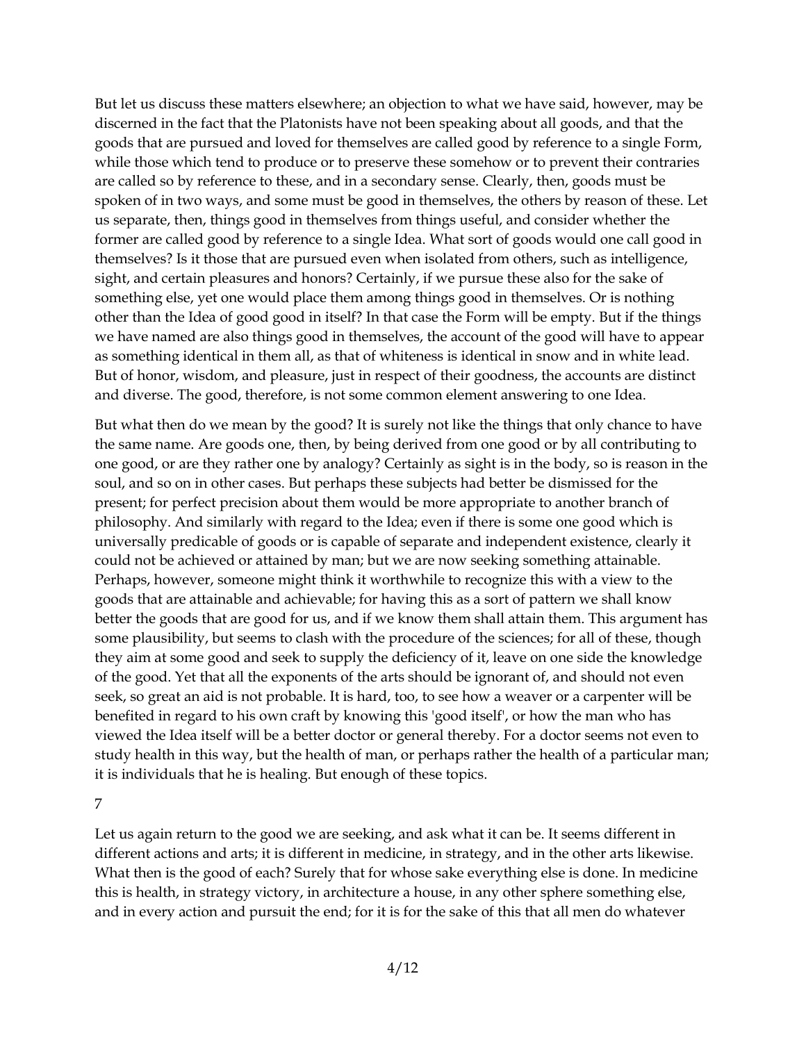But let us discuss these matters elsewhere; an objection to what we have said, however, may be discerned in the fact that the Platonists have not been speaking about all goods, and that the goods that are pursued and loved for themselves are called good by reference to a single Form, while those which tend to produce or to preserve these somehow or to prevent their contraries are called so by reference to these, and in a secondary sense. Clearly, then, goods must be spoken of in two ways, and some must be good in themselves, the others by reason of these. Let us separate, then, things good in themselves from things useful, and consider whether the former are called good by reference to a single Idea. What sort of goods would one call good in themselves? Is it those that are pursued even when isolated from others, such as intelligence, sight, and certain pleasures and honors? Certainly, if we pursue these also for the sake of something else, yet one would place them among things good in themselves. Or is nothing other than the Idea of good good in itself? In that case the Form will be empty. But if the things we have named are also things good in themselves, the account of the good will have to appear as something identical in them all, as that of whiteness is identical in snow and in white lead. But of honor, wisdom, and pleasure, just in respect of their goodness, the accounts are distinct and diverse. The good, therefore, is not some common element answering to one Idea.

But what then do we mean by the good? It is surely not like the things that only chance to have the same name. Are goods one, then, by being derived from one good or by all contributing to one good, or are they rather one by analogy? Certainly as sight is in the body, so is reason in the soul, and so on in other cases. But perhaps these subjects had better be dismissed for the present; for perfect precision about them would be more appropriate to another branch of philosophy. And similarly with regard to the Idea; even if there is some one good which is universally predicable of goods or is capable of separate and independent existence, clearly it could not be achieved or attained by man; but we are now seeking something attainable. Perhaps, however, someone might think it worthwhile to recognize this with a view to the goods that are attainable and achievable; for having this as a sort of pattern we shall know better the goods that are good for us, and if we know them shall attain them. This argument has some plausibility, but seems to clash with the procedure of the sciences; for all of these, though they aim at some good and seek to supply the deficiency of it, leave on one side the knowledge of the good. Yet that all the exponents of the arts should be ignorant of, and should not even seek, so great an aid is not probable. It is hard, too, to see how a weaver or a carpenter will be benefited in regard to his own craft by knowing this 'good itself', or how the man who has viewed the Idea itself will be a better doctor or general thereby. For a doctor seems not even to study health in this way, but the health of man, or perhaps rather the health of a particular man; it is individuals that he is healing. But enough of these topics.

7

Let us again return to the good we are seeking, and ask what it can be. It seems different in different actions and arts; it is different in medicine, in strategy, and in the other arts likewise. What then is the good of each? Surely that for whose sake everything else is done. In medicine this is health, in strategy victory, in architecture a house, in any other sphere something else, and in every action and pursuit the end; for it is for the sake of this that all men do whatever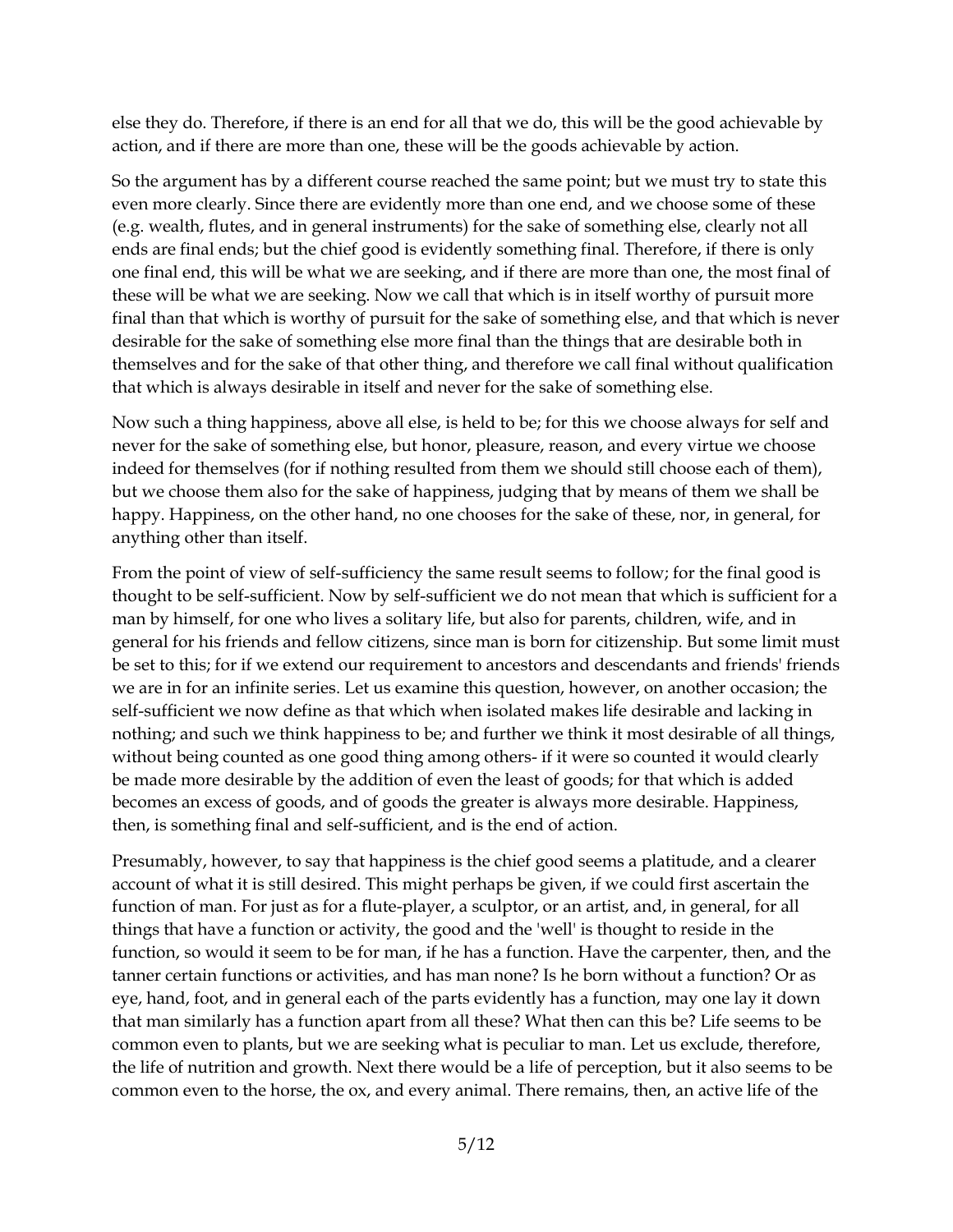else they do. Therefore, if there is an end for all that we do, this will be the good achievable by action, and if there are more than one, these will be the goods achievable by action.

So the argument has by a different course reached the same point; but we must try to state this even more clearly. Since there are evidently more than one end, and we choose some of these (e.g. wealth, flutes, and in general instruments) for the sake of something else, clearly not all ends are final ends; but the chief good is evidently something final. Therefore, if there is only one final end, this will be what we are seeking, and if there are more than one, the most final of these will be what we are seeking. Now we call that which is in itself worthy of pursuit more final than that which is worthy of pursuit for the sake of something else, and that which is never desirable for the sake of something else more final than the things that are desirable both in themselves and for the sake of that other thing, and therefore we call final without qualification that which is always desirable in itself and never for the sake of something else.

Now such a thing happiness, above all else, is held to be; for this we choose always for self and never for the sake of something else, but honor, pleasure, reason, and every virtue we choose indeed for themselves (for if nothing resulted from them we should still choose each of them), but we choose them also for the sake of happiness, judging that by means of them we shall be happy. Happiness, on the other hand, no one chooses for the sake of these, nor, in general, for anything other than itself.

From the point of view of self-sufficiency the same result seems to follow; for the final good is thought to be self-sufficient. Now by self-sufficient we do not mean that which is sufficient for a man by himself, for one who lives a solitary life, but also for parents, children, wife, and in general for his friends and fellow citizens, since man is born for citizenship. But some limit must be set to this; for if we extend our requirement to ancestors and descendants and friends' friends we are in for an infinite series. Let us examine this question, however, on another occasion; the self-sufficient we now define as that which when isolated makes life desirable and lacking in nothing; and such we think happiness to be; and further we think it most desirable of all things, without being counted as one good thing among others- if it were so counted it would clearly be made more desirable by the addition of even the least of goods; for that which is added becomes an excess of goods, and of goods the greater is always more desirable. Happiness, then, is something final and self-sufficient, and is the end of action.

Presumably, however, to say that happiness is the chief good seems a platitude, and a clearer account of what it is still desired. This might perhaps be given, if we could first ascertain the function of man. For just as for a flute-player, a sculptor, or an artist, and, in general, for all things that have a function or activity, the good and the 'well' is thought to reside in the function, so would it seem to be for man, if he has a function. Have the carpenter, then, and the tanner certain functions or activities, and has man none? Is he born without a function? Or as eye, hand, foot, and in general each of the parts evidently has a function, may one lay it down that man similarly has a function apart from all these? What then can this be? Life seems to be common even to plants, but we are seeking what is peculiar to man. Let us exclude, therefore, the life of nutrition and growth. Next there would be a life of perception, but it also seems to be common even to the horse, the ox, and every animal. There remains, then, an active life of the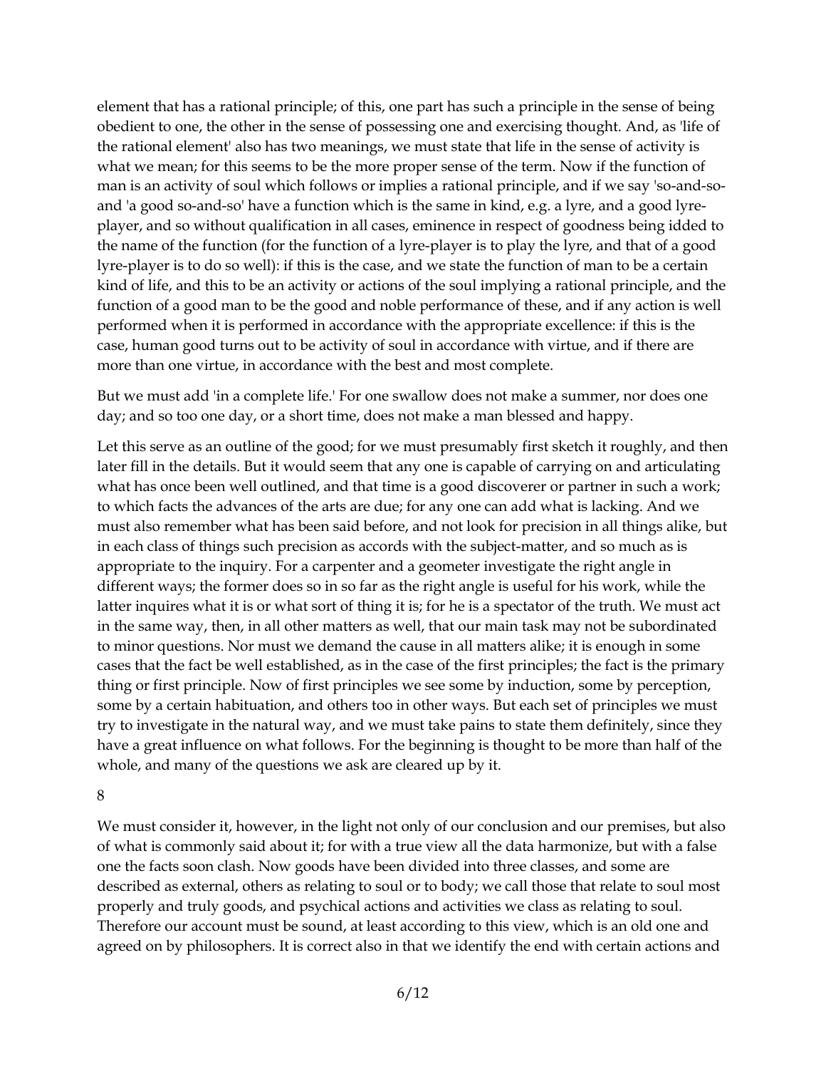element that has a rational principle; of this, one part has such a principle in the sense of being obedient to one, the other in the sense of possessing one and exercising thought. And, as 'life of the rational element' also has two meanings, we must state that life in the sense of activity is what we mean; for this seems to be the more proper sense of the term. Now if the function of man is an activity of soul which follows or implies a rational principle, and if we say 'so-and-so-and 'a good so-and-so' have a function which is the same in kind, e.g. a lyre, and a good lyre-player, and so without qualification in all cases, eminence in respect of goodness being idded to the name of the function (for the function of a lyre-player is to play the lyre, and that of a good lyre-player is to do so well): if this is the case, and we state the function of man to be a certain kind of life, and this to be an activity or actions of the soul implying a rational principle, and the function of a good man to be the good and noble performance of these, and if any action is well performed when it is performed in accordance with the appropriate excellence: if this is the case, human good turns out to be activity of soul in accordance with virtue, and if there are more than one virtue, in accordance with the best and most complete.

But we must add 'in a complete life.' For one swallow does not make a summer, nor does one day; and so too one day, or a short time, does not make a man blessed and happy.

Let this serve as an outline of the good; for we must presumably first sketch it roughly, and then later fill in the details. But it would seem that any one is capable of carrying on and articulating what has once been well outlined, and that time is a good discoverer or partner in such a work; to which facts the advances of the arts are due; for any one can add what is lacking. And we must also remember what has been said before, and not look for precision in all things alike, but in each class of things such precision as accords with the subject-matter, and so much as is appropriate to the inquiry. For a carpenter and a geometer investigate the right angle in different ways; the former does so in so far as the right angle is useful for his work, while the latter inquires what it is or what sort of thing it is; for he is a spectator of the truth. We must act in the same way, then, in all other matters as well, that our main task may not be subordinated to minor questions. Nor must we demand the cause in all matters alike; it is enough in some cases that the fact be well established, as in the case of the first principles; the fact is the primary thing or first principle. Now of first principles we see some by induction, some by perception, some by a certain habituation, and others too in other ways. But each set of principles we must try to investigate in the natural way, and we must take pains to state them definitely, since they have a great influence on what follows. For the beginning is thought to be more than half of the whole, and many of the questions we ask are cleared up by it.

## 8

We must consider it, however, in the light not only of our conclusion and our premises, but also of what is commonly said about it; for with a true view all the data harmonize, but with a false one the facts soon clash. Now goods have been divided into three classes, and some are described as external, others as relating to soul or to body; we call those that relate to soul most properly and truly goods, and psychical actions and activities we class as relating to soul. Therefore our account must be sound, at least according to this view, which is an old one and agreed on by philosophers. It is correct also in that we identify the end with certain actions and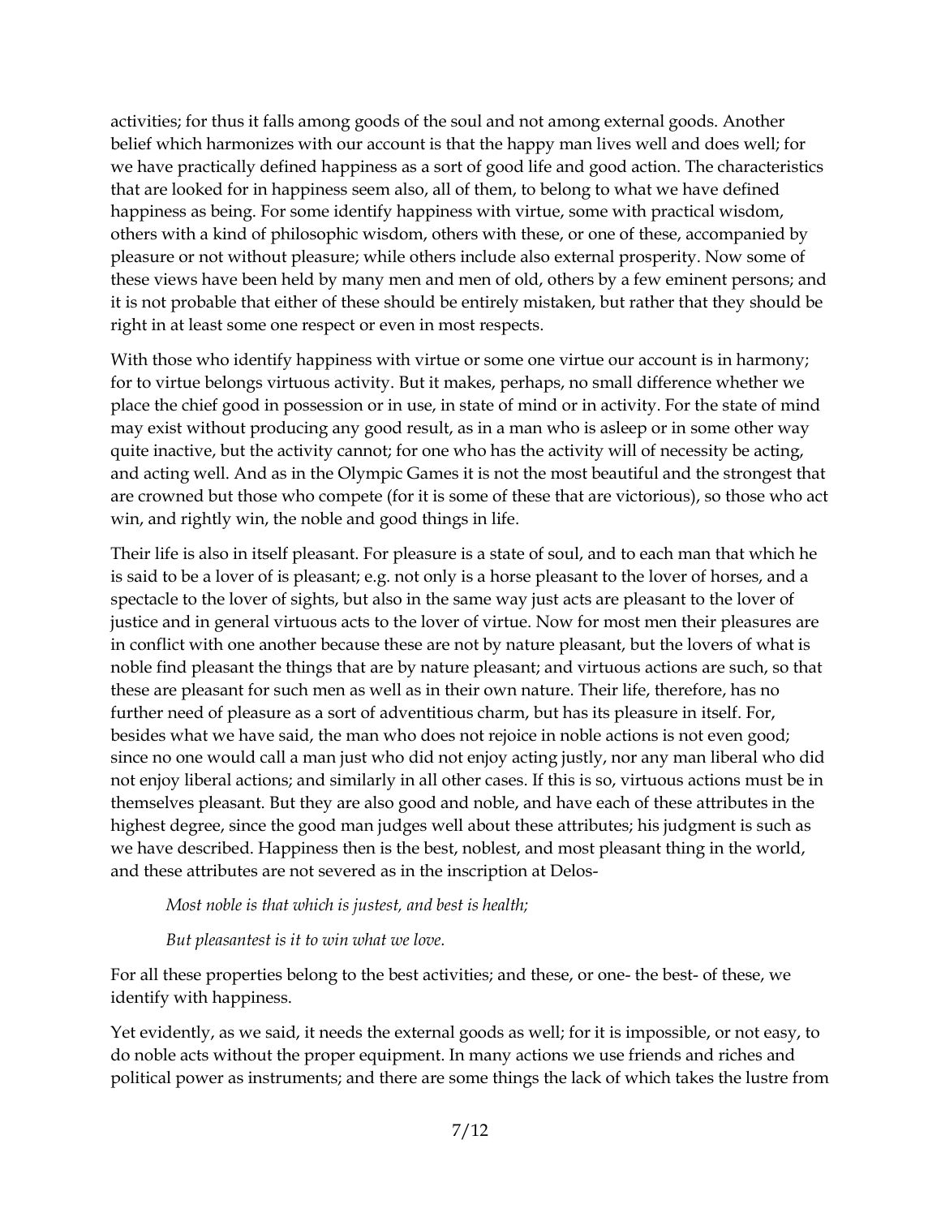activities; for thus it falls among goods of the soul and not among external goods. Another belief which harmonizes with our account is that the happy man lives well and does well; for we have practically defined happiness as a sort of good life and good action. The characteristics that are looked for in happiness seem also, all of them, to belong to what we have defined happiness as being. For some identify happiness with virtue, some with practical wisdom, others with a kind of philosophic wisdom, others with these, or one of these, accompanied by pleasure or not without pleasure; while others include also external prosperity. Now some of these views have been held by many men and men of old, others by a few eminent persons; and it is not probable that either of these should be entirely mistaken, but rather that they should be right in at least some one respect or even in most respects.

With those who identify happiness with virtue or some one virtue our account is in harmony; for to virtue belongs virtuous activity. But it makes, perhaps, no small difference whether we place the chief good in possession or in use, in state of mind or in activity. For the state of mind may exist without producing any good result, as in a man who is asleep or in some other way quite inactive, but the activity cannot; for one who has the activity will of necessity be acting, and acting well. And as in the Olympic Games it is not the most beautiful and the strongest that are crowned but those who compete (for it is some of these that are victorious), so those who act win, and rightly win, the noble and good things in life.

Their life is also in itself pleasant. For pleasure is a state of soul, and to each man that which he is said to be a lover of is pleasant; e.g. not only is a horse pleasant to the lover of horses, and a spectacle to the lover of sights, but also in the same way just acts are pleasant to the lover of justice and in general virtuous acts to the lover of virtue. Now for most men their pleasures are in conflict with one another because these are not by nature pleasant, but the lovers of what is noble find pleasant the things that are by nature pleasant; and virtuous actions are such, so that these are pleasant for such men as well as in their own nature. Their life, therefore, has no further need of pleasure as a sort of adventitious charm, but has its pleasure in itself. For, besides what we have said, the man who does not rejoice in noble actions is not even good; since no one would call a man just who did not enjoy acting justly, nor any man liberal who did not enjoy liberal actions; and similarly in all other cases. If this is so, virtuous actions must be in themselves pleasant. But they are also good and noble, and have each of these attributes in the highest degree, since the good man judges well about these attributes; his judgment is such as we have described. Happiness then is the best, noblest, and most pleasant thing in the world, and these attributes are not severed as in the inscription at Delos-

> *Most noble is that which is justest, and best is health;*
>
> *But pleasantest is it to win what we love.*

For all these properties belong to the best activities; and these, or one- the best- of these, we identify with happiness.

Yet evidently, as we said, it needs the external goods as well; for it is impossible, or not easy, to do noble acts without the proper equipment. In many actions we use friends and riches and political power as instruments; and there are some things the lack of which takes the lustre from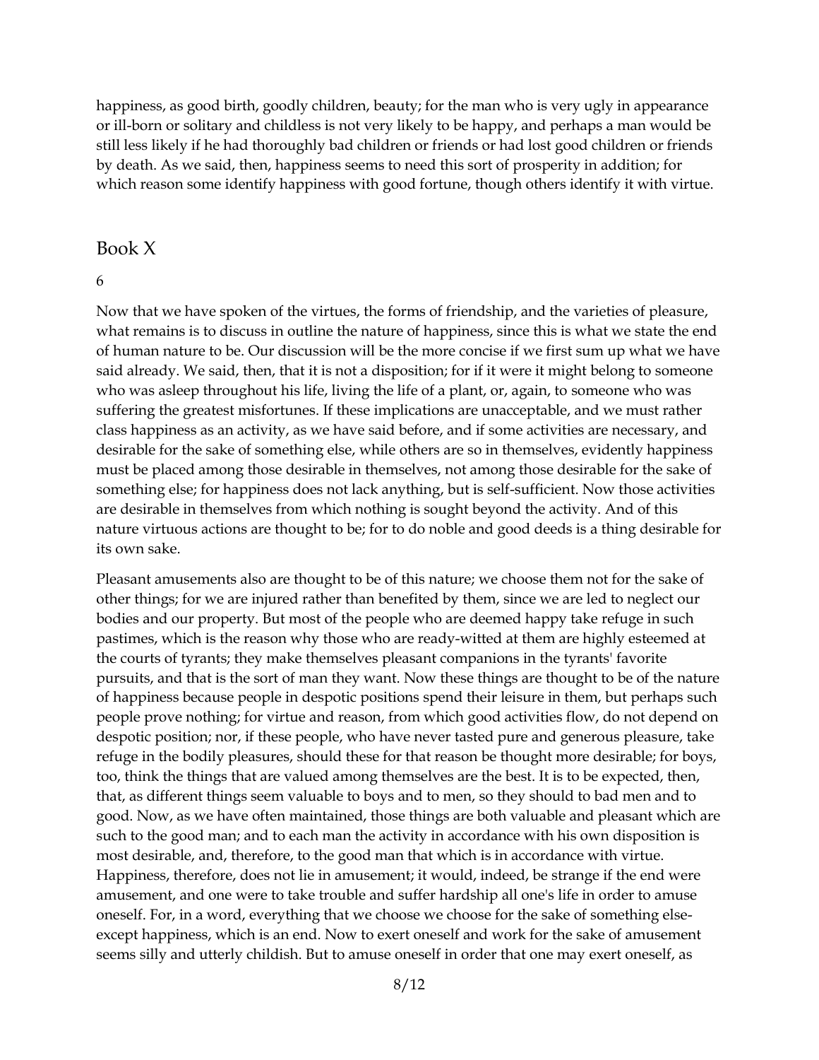happiness, as good birth, goodly children, beauty; for the man who is very ugly in appearance or ill-born or solitary and childless is not very likely to be happy, and perhaps a man would be still less likely if he had thoroughly bad children or friends or had lost good children or friends by death. As we said, then, happiness seems to need this sort of prosperity in addition; for which reason some identify happiness with good fortune, though others identify it with virtue.

## Book X

6

Now that we have spoken of the virtues, the forms of friendship, and the varieties of pleasure, what remains is to discuss in outline the nature of happiness, since this is what we state the end of human nature to be. Our discussion will be the more concise if we first sum up what we have said already. We said, then, that it is not a disposition; for if it were it might belong to someone who was asleep throughout his life, living the life of a plant, or, again, to someone who was suffering the greatest misfortunes. If these implications are unacceptable, and we must rather class happiness as an activity, as we have said before, and if some activities are necessary, and desirable for the sake of something else, while others are so in themselves, evidently happiness must be placed among those desirable in themselves, not among those desirable for the sake of something else; for happiness does not lack anything, but is self-sufficient. Now those activities are desirable in themselves from which nothing is sought beyond the activity. And of this nature virtuous actions are thought to be; for to do noble and good deeds is a thing desirable for its own sake.

Pleasant amusements also are thought to be of this nature; we choose them not for the sake of other things; for we are injured rather than benefited by them, since we are led to neglect our bodies and our property. But most of the people who are deemed happy take refuge in such pastimes, which is the reason why those who are ready-witted at them are highly esteemed at the courts of tyrants; they make themselves pleasant companions in the tyrants' favorite pursuits, and that is the sort of man they want. Now these things are thought to be of the nature of happiness because people in despotic positions spend their leisure in them, but perhaps such people prove nothing; for virtue and reason, from which good activities flow, do not depend on despotic position; nor, if these people, who have never tasted pure and generous pleasure, take refuge in the bodily pleasures, should these for that reason be thought more desirable; for boys, too, think the things that are valued among themselves are the best. It is to be expected, then, that, as different things seem valuable to boys and to men, so they should to bad men and to good. Now, as we have often maintained, those things are both valuable and pleasant which are such to the good man; and to each man the activity in accordance with his own disposition is most desirable, and, therefore, to the good man that which is in accordance with virtue. Happiness, therefore, does not lie in amusement; it would, indeed, be strange if the end were amusement, and one were to take trouble and suffer hardship all one's life in order to amuse oneself. For, in a word, everything that we choose we choose for the sake of something else-except happiness, which is an end. Now to exert oneself and work for the sake of amusement seems silly and utterly childish. But to amuse oneself in order that one may exert oneself, as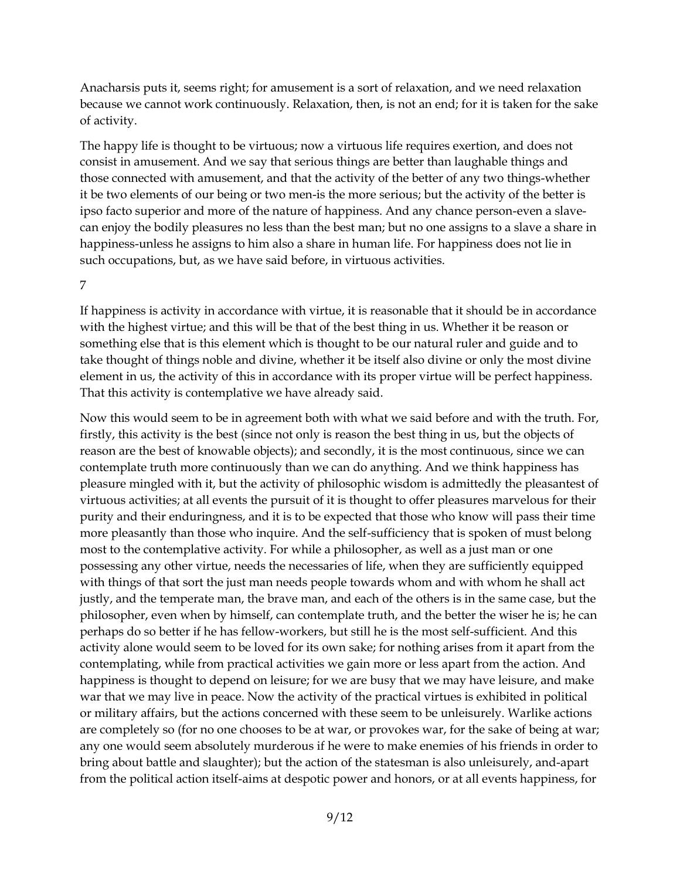Anacharsis puts it, seems right; for amusement is a sort of relaxation, and we need relaxation because we cannot work continuously. Relaxation, then, is not an end; for it is taken for the sake of activity.

The happy life is thought to be virtuous; now a virtuous life requires exertion, and does not consist in amusement. And we say that serious things are better than laughable things and those connected with amusement, and that the activity of the better of any two things-whether it be two elements of our being or two men-is the more serious; but the activity of the better is ipso facto superior and more of the nature of happiness. And any chance person-even a slave-can enjoy the bodily pleasures no less than the best man; but no one assigns to a slave a share in happiness-unless he assigns to him also a share in human life. For happiness does not lie in such occupations, but, as we have said before, in virtuous activities.

## 7

If happiness is activity in accordance with virtue, it is reasonable that it should be in accordance with the highest virtue; and this will be that of the best thing in us. Whether it be reason or something else that is this element which is thought to be our natural ruler and guide and to take thought of things noble and divine, whether it be itself also divine or only the most divine element in us, the activity of this in accordance with its proper virtue will be perfect happiness. That this activity is contemplative we have already said.

Now this would seem to be in agreement both with what we said before and with the truth. For, firstly, this activity is the best (since not only is reason the best thing in us, but the objects of reason are the best of knowable objects); and secondly, it is the most continuous, since we can contemplate truth more continuously than we can do anything. And we think happiness has pleasure mingled with it, but the activity of philosophic wisdom is admittedly the pleasantest of virtuous activities; at all events the pursuit of it is thought to offer pleasures marvelous for their purity and their enduringness, and it is to be expected that those who know will pass their time more pleasantly than those who inquire. And the self-sufficiency that is spoken of must belong most to the contemplative activity. For while a philosopher, as well as a just man or one possessing any other virtue, needs the necessaries of life, when they are sufficiently equipped with things of that sort the just man needs people towards whom and with whom he shall act justly, and the temperate man, the brave man, and each of the others is in the same case, but the philosopher, even when by himself, can contemplate truth, and the better the wiser he is; he can perhaps do so better if he has fellow-workers, but still he is the most self-sufficient. And this activity alone would seem to be loved for its own sake; for nothing arises from it apart from the contemplating, while from practical activities we gain more or less apart from the action. And happiness is thought to depend on leisure; for we are busy that we may have leisure, and make war that we may live in peace. Now the activity of the practical virtues is exhibited in political or military affairs, but the actions concerned with these seem to be unleisurely. Warlike actions are completely so (for no one chooses to be at war, or provokes war, for the sake of being at war; any one would seem absolutely murderous if he were to make enemies of his friends in order to bring about battle and slaughter); but the action of the statesman is also unleisurely, and-apart from the political action itself-aims at despotic power and honors, or at all events happiness, for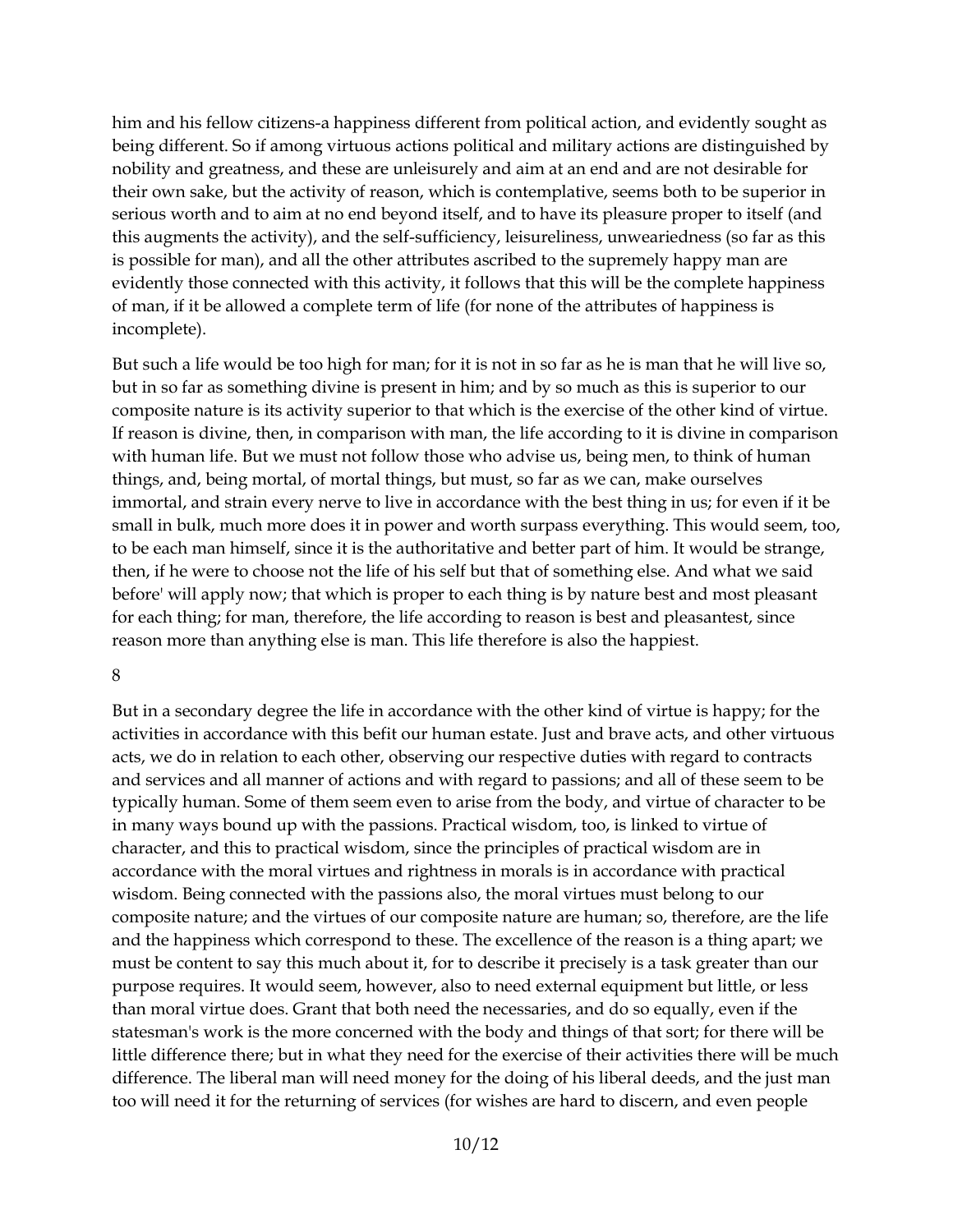him and his fellow citizens-a happiness different from political action, and evidently sought as being different. So if among virtuous actions political and military actions are distinguished by nobility and greatness, and these are unleisurely and aim at an end and are not desirable for their own sake, but the activity of reason, which is contemplative, seems both to be superior in serious worth and to aim at no end beyond itself, and to have its pleasure proper to itself (and this augments the activity), and the self-sufficiency, leisureliness, unweariedness (so far as this is possible for man), and all the other attributes ascribed to the supremely happy man are evidently those connected with this activity, it follows that this will be the complete happiness of man, if it be allowed a complete term of life (for none of the attributes of happiness is incomplete).

But such a life would be too high for man; for it is not in so far as he is man that he will live so, but in so far as something divine is present in him; and by so much as this is superior to our composite nature is its activity superior to that which is the exercise of the other kind of virtue. If reason is divine, then, in comparison with man, the life according to it is divine in comparison with human life. But we must not follow those who advise us, being men, to think of human things, and, being mortal, of mortal things, but must, so far as we can, make ourselves immortal, and strain every nerve to live in accordance with the best thing in us; for even if it be small in bulk, much more does it in power and worth surpass everything. This would seem, too, to be each man himself, since it is the authoritative and better part of him. It would be strange, then, if he were to choose not the life of his self but that of something else. And what we said before' will apply now; that which is proper to each thing is by nature best and most pleasant for each thing; for man, therefore, the life according to reason is best and pleasantest, since reason more than anything else is man. This life therefore is also the happiest.

8

But in a secondary degree the life in accordance with the other kind of virtue is happy; for the activities in accordance with this befit our human estate. Just and brave acts, and other virtuous acts, we do in relation to each other, observing our respective duties with regard to contracts and services and all manner of actions and with regard to passions; and all of these seem to be typically human. Some of them seem even to arise from the body, and virtue of character to be in many ways bound up with the passions. Practical wisdom, too, is linked to virtue of character, and this to practical wisdom, since the principles of practical wisdom are in accordance with the moral virtues and rightness in morals is in accordance with practical wisdom. Being connected with the passions also, the moral virtues must belong to our composite nature; and the virtues of our composite nature are human; so, therefore, are the life and the happiness which correspond to these. The excellence of the reason is a thing apart; we must be content to say this much about it, for to describe it precisely is a task greater than our purpose requires. It would seem, however, also to need external equipment but little, or less than moral virtue does. Grant that both need the necessaries, and do so equally, even if the statesman's work is the more concerned with the body and things of that sort; for there will be little difference there; but in what they need for the exercise of their activities there will be much difference. The liberal man will need money for the doing of his liberal deeds, and the just man too will need it for the returning of services (for wishes are hard to discern, and even people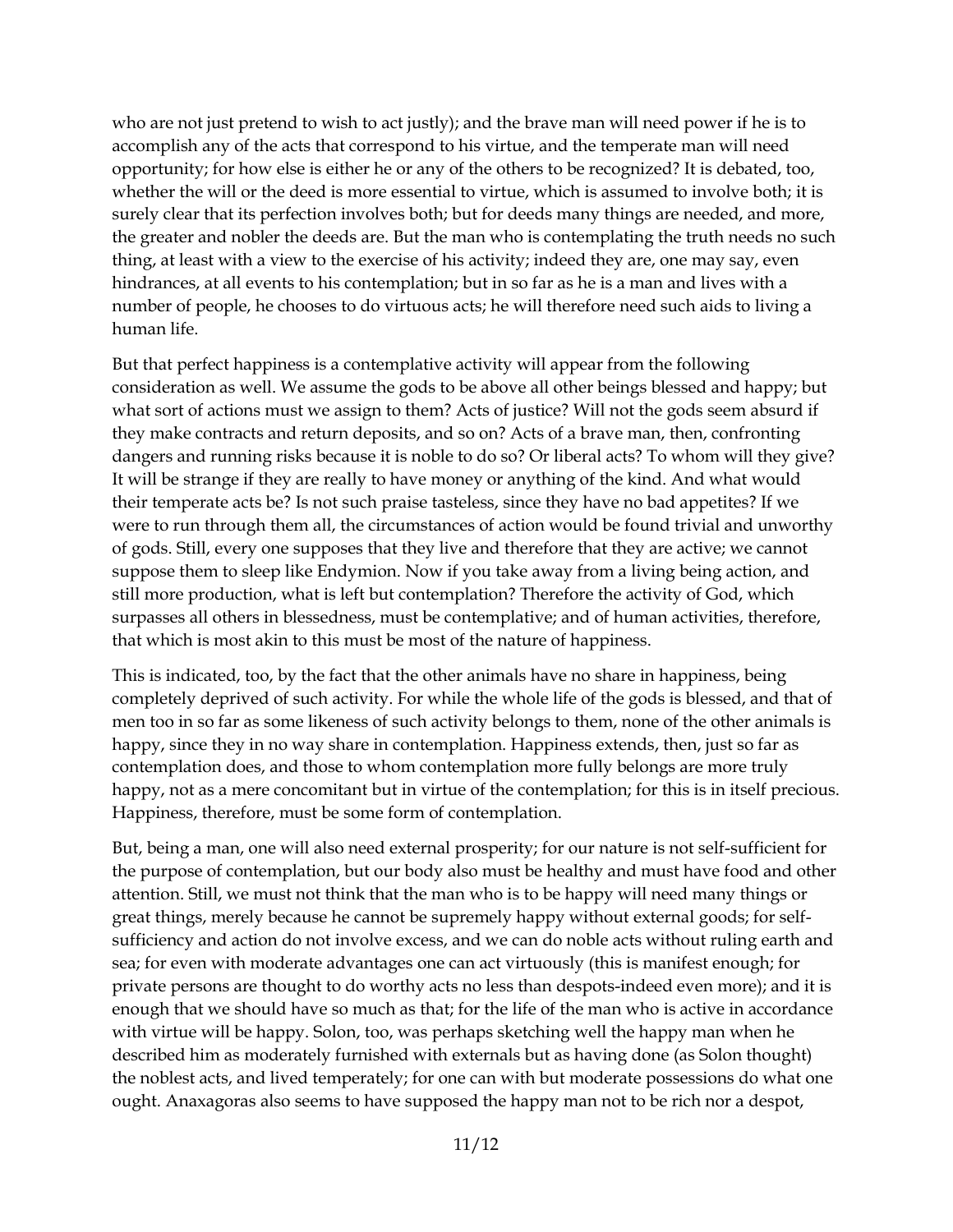who are not just pretend to wish to act justly); and the brave man will need power if he is to accomplish any of the acts that correspond to his virtue, and the temperate man will need opportunity; for how else is either he or any of the others to be recognized? It is debated, too, whether the will or the deed is more essential to virtue, which is assumed to involve both; it is surely clear that its perfection involves both; but for deeds many things are needed, and more, the greater and nobler the deeds are. But the man who is contemplating the truth needs no such thing, at least with a view to the exercise of his activity; indeed they are, one may say, even hindrances, at all events to his contemplation; but in so far as he is a man and lives with a number of people, he chooses to do virtuous acts; he will therefore need such aids to living a human life.

But that perfect happiness is a contemplative activity will appear from the following consideration as well. We assume the gods to be above all other beings blessed and happy; but what sort of actions must we assign to them? Acts of justice? Will not the gods seem absurd if they make contracts and return deposits, and so on? Acts of a brave man, then, confronting dangers and running risks because it is noble to do so? Or liberal acts? To whom will they give? It will be strange if they are really to have money or anything of the kind. And what would their temperate acts be? Is not such praise tasteless, since they have no bad appetites? If we were to run through them all, the circumstances of action would be found trivial and unworthy of gods. Still, every one supposes that they live and therefore that they are active; we cannot suppose them to sleep like Endymion. Now if you take away from a living being action, and still more production, what is left but contemplation? Therefore the activity of God, which surpasses all others in blessedness, must be contemplative; and of human activities, therefore, that which is most akin to this must be most of the nature of happiness.

This is indicated, too, by the fact that the other animals have no share in happiness, being completely deprived of such activity. For while the whole life of the gods is blessed, and that of men too in so far as some likeness of such activity belongs to them, none of the other animals is happy, since they in no way share in contemplation. Happiness extends, then, just so far as contemplation does, and those to whom contemplation more fully belongs are more truly happy, not as a mere concomitant but in virtue of the contemplation; for this is in itself precious. Happiness, therefore, must be some form of contemplation.

But, being a man, one will also need external prosperity; for our nature is not self-sufficient for the purpose of contemplation, but our body also must be healthy and must have food and other attention. Still, we must not think that the man who is to be happy will need many things or great things, merely because he cannot be supremely happy without external goods; for self-sufficiency and action do not involve excess, and we can do noble acts without ruling earth and sea; for even with moderate advantages one can act virtuously (this is manifest enough; for private persons are thought to do worthy acts no less than despots-indeed even more); and it is enough that we should have so much as that; for the life of the man who is active in accordance with virtue will be happy. Solon, too, was perhaps sketching well the happy man when he described him as moderately furnished with externals but as having done (as Solon thought) the noblest acts, and lived temperately; for one can with but moderate possessions do what one ought. Anaxagoras also seems to have supposed the happy man not to be rich nor a despot,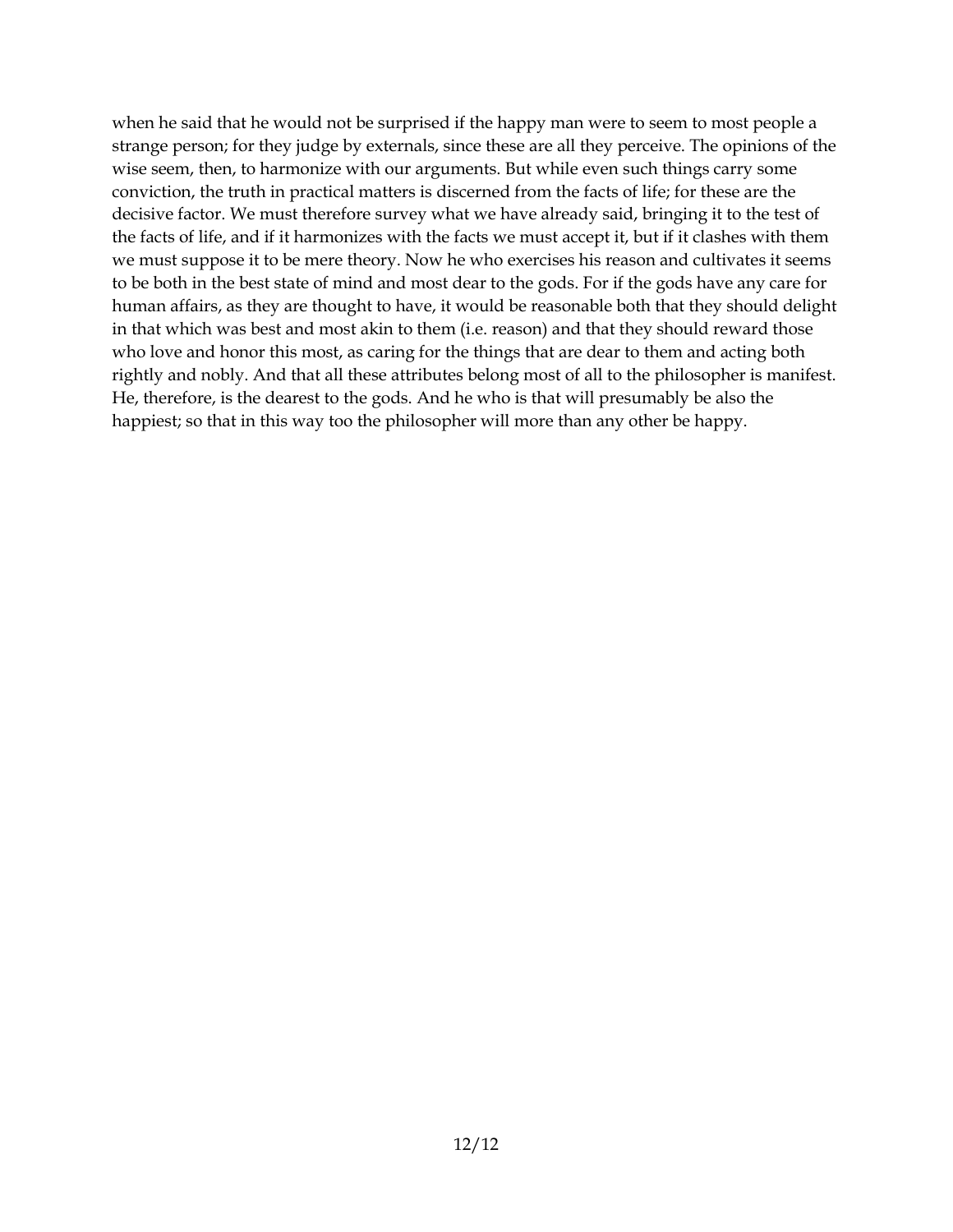when he said that he would not be surprised if the happy man were to seem to most people a strange person; for they judge by externals, since these are all they perceive. The opinions of the wise seem, then, to harmonize with our arguments. But while even such things carry some conviction, the truth in practical matters is discerned from the facts of life; for these are the decisive factor. We must therefore survey what we have already said, bringing it to the test of the facts of life, and if it harmonizes with the facts we must accept it, but if it clashes with them we must suppose it to be mere theory. Now he who exercises his reason and cultivates it seems to be both in the best state of mind and most dear to the gods. For if the gods have any care for human affairs, as they are thought to have, it would be reasonable both that they should delight in that which was best and most akin to them (i.e. reason) and that they should reward those who love and honor this most, as caring for the things that are dear to them and acting both rightly and nobly. And that all these attributes belong most of all to the philosopher is manifest. He, therefore, is the dearest to the gods. And he who is that will presumably be also the happiest; so that in this way too the philosopher will more than any other be happy.